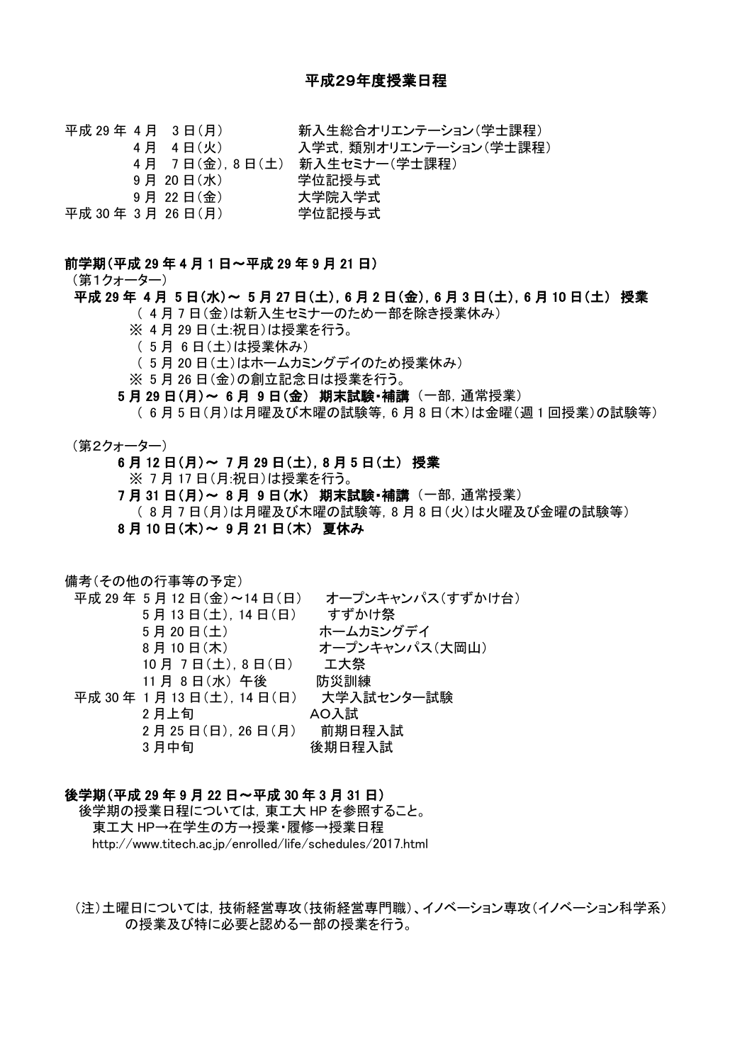# 平成29年度授業日程

平成 29 年 4 月　3 日(月)　　　新入生総合オリエンテーション(学士課程)
　　　　　4 月　4 日(火)　　　入学式，類別オリエンテーション(学士課程)
　　　　　4 月　7 日(金)，8 日(土)　新入生セミナー(学士課程)
　　　　　9 月 20 日(水)　　　学位記授与式
　　　　　9 月 22 日(金)　　　大学院入学式
平成 30 年 3 月 26 日(月)　　　学位記授与式

**前学期(平成 29 年 4 月 1 日～平成 29 年 9 月 21 日)**

(第1クォーター)

**平成 29 年 4 月 5 日(水)～ 5 月 27 日(土)，6 月 2 日(金)，6 月 3 日(土)，6 月 10 日(土)　授業**

( 4 月 7 日(金)は新入生セミナーのため一部を除き授業休み)

※ 4 月 29 日(土:祝日)は授業を行う。

( 5 月 6 日(土)は授業休み)

( 5 月 20 日(土)はホームカミングデイのため授業休み)

※ 5 月 26 日(金)の創立記念日は授業を行う。

**5 月 29 日(月)～ 6 月 9 日(金)　期末試験・補講**　(一部，通常授業)

( 6 月 5 日(月)は月曜及び木曜の試験等，6 月 8 日(木)は金曜(週 1 回授業)の試験等)

(第2クォーター)

**6 月 12 日(月)～ 7 月 29 日(土)，8 月 5 日(土)　授業**

※ 7 月 17 日(月:祝日)は授業を行う。

**7 月 31 日(月)～ 8 月 9 日(水)　期末試験・補講**　(一部，通常授業)

( 8 月 7 日(月)は月曜及び木曜の試験等，8 月 8 日(火)は火曜及び金曜の試験等)

**8 月 10 日(木)～ 9 月 21 日(木)　夏休み**

備考(その他の行事等の予定)

平成 29 年 5 月 12 日(金)～14 日(日)　　オープンキャンパス(すずかけ台)
　　　　　5 月 13 日(土)，14 日(日)　　すずかけ祭
　　　　　5 月 20 日(土)　　　　　　　ホームカミングデイ
　　　　　8 月 10 日(木)　　　　　　　オープンキャンパス(大岡山)
　　　　　10 月 7 日(土)，8 日(日)　　工大祭
　　　　　11 月 8 日(水) 午後　　　　防災訓練
平成 30 年 1 月 13 日(土)，14 日(日)　　大学入試センター試験
　　　　　2 月上旬　　　　　　　　　AO入試
　　　　　2 月 25 日(日)，26 日(月)　　前期日程入試
　　　　　3 月中旬　　　　　　　　　後期日程入試

**後学期(平成 29 年 9 月 22 日～平成 30 年 3 月 31 日)**

後学期の授業日程については，東工大 HP を参照すること。

東工大 HP→在学生の方→授業・履修→授業日程

http://www.titech.ac.jp/enrolled/life/schedules/2017.html

(注)土曜日については，技術経営専攻(技術経営専門職)、イノベーション専攻(イノベーション科学系)の授業及び特に必要と認める一部の授業を行う。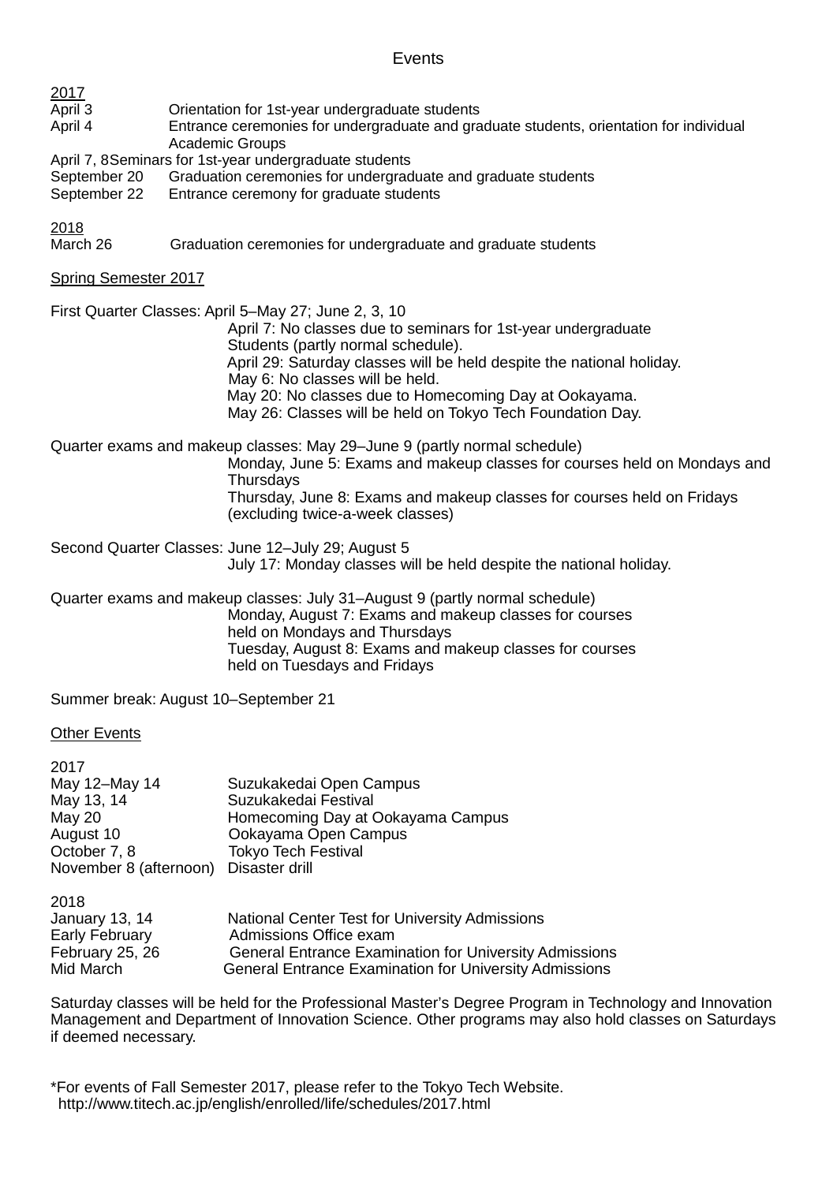# Events

2017

April 3 Orientation for 1st-year undergraduate students
April 4 Entrance ceremonies for undergraduate and graduate students, orientation for individual Academic Groups
April 7, 8 Seminars for 1st-year undergraduate students
September 20 Graduation ceremonies for undergraduate and graduate students
September 22 Entrance ceremony for graduate students

2018

March 26 Graduation ceremonies for undergraduate and graduate students

## Spring Semester 2017

First Quarter Classes: April 5–May 27; June 2, 3, 10
- April 7: No classes due to seminars for 1st-year undergraduate Students (partly normal schedule).
- April 29: Saturday classes will be held despite the national holiday.
- May 6: No classes will be held.
- May 20: No classes due to Homecoming Day at Ookayama.
- May 26: Classes will be held on Tokyo Tech Foundation Day.

Quarter exams and makeup classes: May 29–June 9 (partly normal schedule)
- Monday, June 5: Exams and makeup classes for courses held on Mondays and Thursdays
- Thursday, June 8: Exams and makeup classes for courses held on Fridays (excluding twice-a-week classes)

Second Quarter Classes: June 12–July 29; August 5
- July 17: Monday classes will be held despite the national holiday.

Quarter exams and makeup classes: July 31–August 9 (partly normal schedule)
- Monday, August 7: Exams and makeup classes for courses held on Mondays and Thursdays
- Tuesday, August 8: Exams and makeup classes for courses held on Tuesdays and Fridays

Summer break: August 10–September 21

## Other Events

2017

May 12–May 14 Suzukakedai Open Campus
May 13, 14 Suzukakedai Festival
May 20 Homecoming Day at Ookayama Campus
August 10 Ookayama Open Campus
October 7, 8 Tokyo Tech Festival
November 8 (afternoon) Disaster drill

2018

January 13, 14 National Center Test for University Admissions
Early February Admissions Office exam
February 25, 26 General Entrance Examination for University Admissions
Mid March General Entrance Examination for University Admissions

Saturday classes will be held for the Professional Master's Degree Program in Technology and Innovation Management and Department of Innovation Science. Other programs may also hold classes on Saturdays if deemed necessary.

*For events of Fall Semester 2017, please refer to the Tokyo Tech Website.
http://www.titech.ac.jp/english/enrolled/life/schedules/2017.html